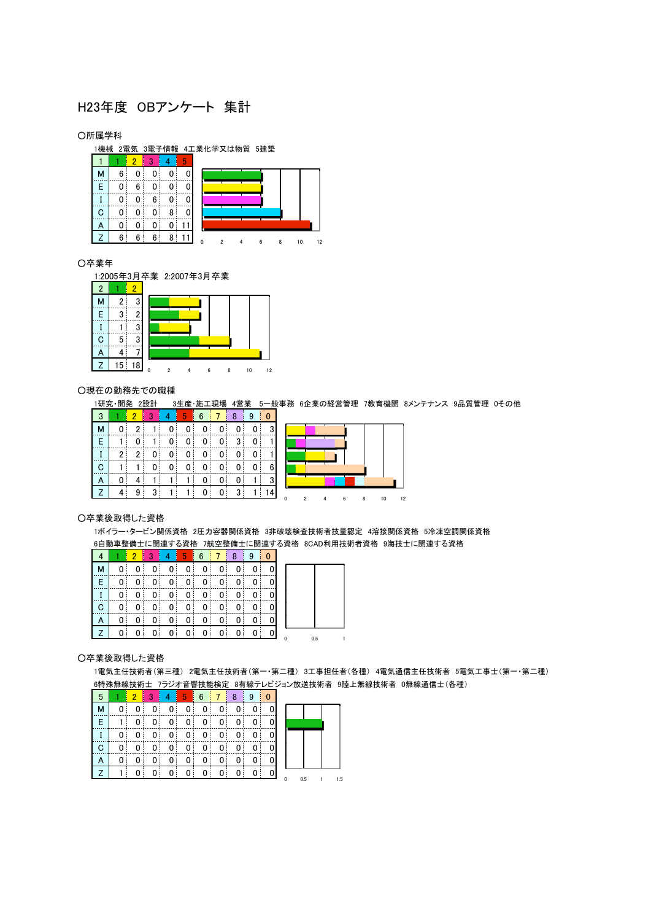# H23年度 OBアンケート 集計

○所属学科

1機械 2電気 3電子情報 4工業化学又は物質 5建築

| 1 | 1 | 2 | 3 | 4 | 5 |
|---|---|---|---|---|---|
| M | 6 | 0 | 0 | 0 | 0 |
| E | 0 | 6 | 0 | 0 | 0 |
| I | 0 | 0 | 6 | 0 | 0 |
| C | 0 | 0 | 0 | 8 | 0 |
| A | 0 | 0 | 0 | 0 | 11 |
| Z | 6 | 6 | 6 | 8 | 11 |

○卒業年

1:2005年3月卒業 2:2007年3月卒業

| 2 | 1 | 2 |
|---|---|---|
| M | 2 | 3 |
| E | 3 | 2 |
| I | 1 | 3 |
| C | 5 | 3 |
| A | 4 | 7 |
| Z | 15 | 18 |

○現在の勤務先での職種

1研究・開発 2設計 3生産・施工現場 4営業 5一般事務 6企業の経営管理 7教育機関 8メンテナンス 9品質管理 0その他

| 3 | 1 | 2 | 3 | 4 | 5 | 6 | 7 | 8 | 9 | 0 |
|---|---|---|---|---|---|---|---|---|---|---|
| M | 0 | 2 | 1 | 0 | 0 | 0 | 0 | 0 | 0 | 3 |
| E | 1 | 0 | 1 | 0 | 0 | 0 | 0 | 3 | 0 | 1 |
| I | 2 | 2 | 0 | 0 | 0 | 0 | 0 | 0 | 0 | 1 |
| C | 1 | 1 | 0 | 0 | 0 | 0 | 0 | 0 | 0 | 6 |
| A | 0 | 4 | 1 | 1 | 1 | 0 | 0 | 0 | 1 | 3 |
| Z | 4 | 9 | 3 | 1 | 1 | 0 | 0 | 3 | 1 | 14 |

○卒業後取得した資格

1ボイラー・タービン関係資格 2圧力容器関係資格 3非破壊検査技術者技量認定 4溶接関係資格 5冷凍空調関係資格
6自動車整備士に関連する資格 7航空整備士に関連する資格 8CAD利用技術者資格 9海技士に関連する資格

| 4 | 1 | 2 | 3 | 4 | 5 | 6 | 7 | 8 | 9 | 0 |
|---|---|---|---|---|---|---|---|---|---|---|
| M | 0 | 0 | 0 | 0 | 0 | 0 | 0 | 0 | 0 | 0 |
| E | 0 | 0 | 0 | 0 | 0 | 0 | 0 | 0 | 0 | 0 |
| I | 0 | 0 | 0 | 0 | 0 | 0 | 0 | 0 | 0 | 0 |
| C | 0 | 0 | 0 | 0 | 0 | 0 | 0 | 0 | 0 | 0 |
| A | 0 | 0 | 0 | 0 | 0 | 0 | 0 | 0 | 0 | 0 |
| Z | 0 | 0 | 0 | 0 | 0 | 0 | 0 | 0 | 0 | 0 |

○卒業後取得した資格

1電気主任技術者(第三種) 2電気主任技術者(第一・第二種) 3工事担任者(各種) 4電気通信主任技術者 5電気工事士(第一・第二種)
6特殊無線技術士 7ラジオ音響技能検定 8有線テレビジョン放送技術者 9陸上無線技術者 0無線通信士(各種)

| 5 | 1 | 2 | 3 | 4 | 5 | 6 | 7 | 8 | 9 | 0 |
|---|---|---|---|---|---|---|---|---|---|---|
| M | 0 | 0 | 0 | 0 | 0 | 0 | 0 | 0 | 0 | 0 |
| E | 1 | 0 | 0 | 0 | 0 | 0 | 0 | 0 | 0 | 0 |
| I | 0 | 0 | 0 | 0 | 0 | 0 | 0 | 0 | 0 | 0 |
| C | 0 | 0 | 0 | 0 | 0 | 0 | 0 | 0 | 0 | 0 |
| A | 0 | 0 | 0 | 0 | 0 | 0 | 0 | 0 | 0 | 0 |
| Z | 1 | 0 | 0 | 0 | 0 | 0 | 0 | 0 | 0 | 0 |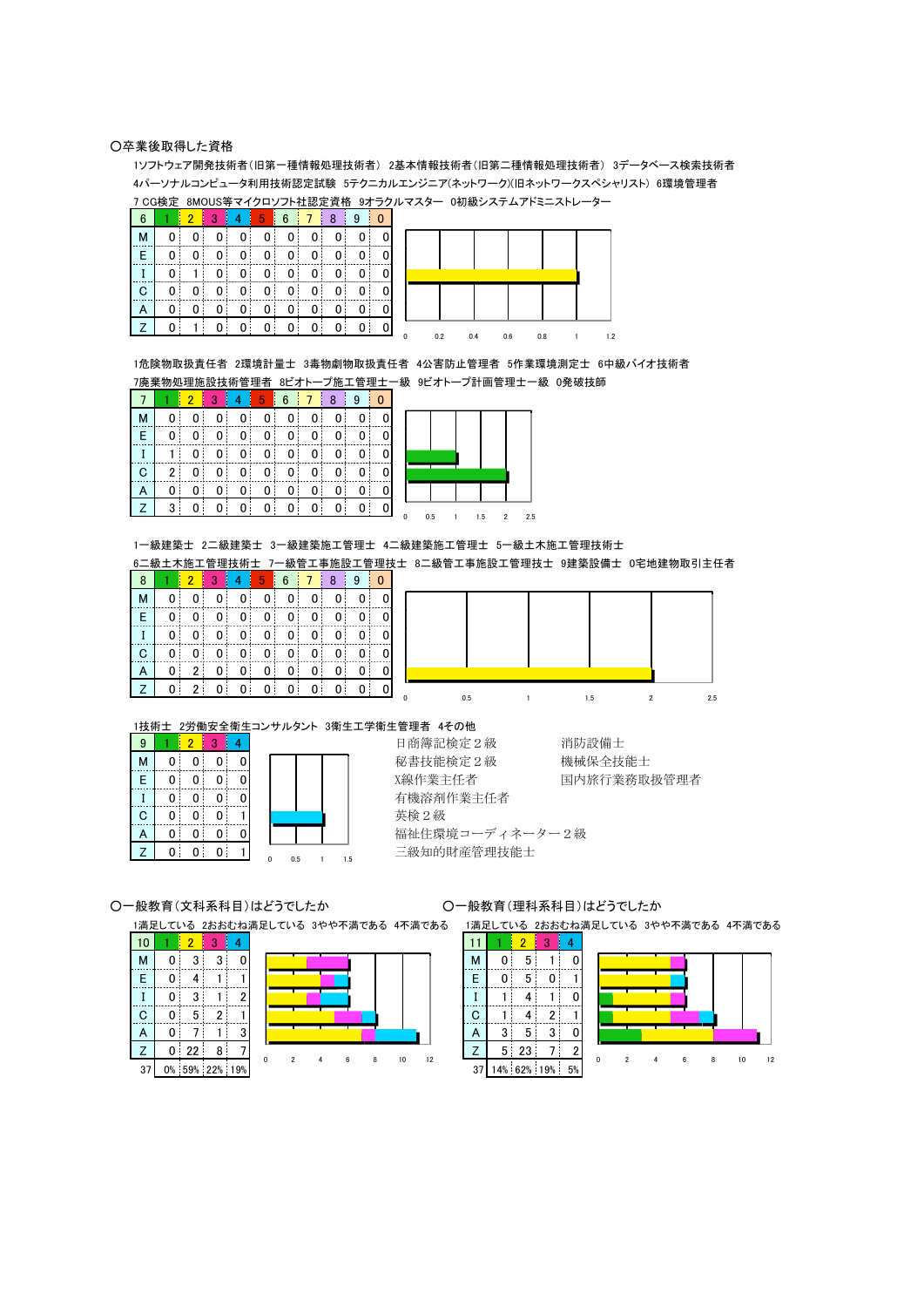○卒業後取得した資格

1ソフトウェア開発技術者（旧第一種情報処理技術者） 2基本情報技術者（旧第二種情報処理技術者） 3データベース検索技術者
4パーソナルコンピュータ利用技術認定試験 5テクニカルエンジニア(ネットワーク)(旧ネットワークスペシャリスト) 6環境管理者
7 CG検定 8MOUS等マイクロソフト社認定資格 9オラクルマスター 0初級システムアドミニストレーター

| 6 | 1 | 2 | 3 | 4 | 5 | 6 | 7 | 8 | 9 | 0 |
|---|---|---|---|---|---|---|---|---|---|---|
| M | 0 | 0 | 0 | 0 | 0 | 0 | 0 | 0 | 0 | 0 |
| E | 0 | 0 | 0 | 0 | 0 | 0 | 0 | 0 | 0 | 0 |
| I | 0 | 1 | 0 | 0 | 0 | 0 | 0 | 0 | 0 | 0 |
| C | 0 | 0 | 0 | 0 | 0 | 0 | 0 | 0 | 0 | 0 |
| A | 0 | 0 | 0 | 0 | 0 | 0 | 0 | 0 | 0 | 0 |
| Z | 0 | 1 | 0 | 0 | 0 | 0 | 0 | 0 | 0 | 0 |

1危険物取扱責任者 2環境計量士 3毒物劇物取扱責任者 4公害防止管理者 5作業環境測定士 6中級バイオ技術者
7廃棄物処理施設技術管理者 8ビオトープ施工管理士一級 9ビオトープ計画管理士一級 0発破技師

| 7 | 1 | 2 | 3 | 4 | 5 | 6 | 7 | 8 | 9 | 0 |
|---|---|---|---|---|---|---|---|---|---|---|
| M | 0 | 0 | 0 | 0 | 0 | 0 | 0 | 0 | 0 | 0 |
| E | 0 | 0 | 0 | 0 | 0 | 0 | 0 | 0 | 0 | 0 |
| I | 1 | 0 | 0 | 0 | 0 | 0 | 0 | 0 | 0 | 0 |
| C | 2 | 0 | 0 | 0 | 0 | 0 | 0 | 0 | 0 | 0 |
| A | 0 | 0 | 0 | 0 | 0 | 0 | 0 | 0 | 0 | 0 |
| Z | 3 | 0 | 0 | 0 | 0 | 0 | 0 | 0 | 0 | 0 |

1一級建築士 2二級建築士 3一級建築施工管理士 4二級建築施工管理士 5一級土木施工管理技術士
6二級土木施工管理技術士 7一級管工事施設工管理技士 8二級管工事施設工管理技士 9建築設備士 0宅地建物取引主任者

| 8 | 1 | 2 | 3 | 4 | 5 | 6 | 7 | 8 | 9 | 0 |
|---|---|---|---|---|---|---|---|---|---|---|
| M | 0 | 0 | 0 | 0 | 0 | 0 | 0 | 0 | 0 | 0 |
| E | 0 | 0 | 0 | 0 | 0 | 0 | 0 | 0 | 0 | 0 |
| I | 0 | 0 | 0 | 0 | 0 | 0 | 0 | 0 | 0 | 0 |
| C | 0 | 0 | 0 | 0 | 0 | 0 | 0 | 0 | 0 | 0 |
| A | 0 | 2 | 0 | 0 | 0 | 0 | 0 | 0 | 0 | 0 |
| Z | 0 | 2 | 0 | 0 | 0 | 0 | 0 | 0 | 0 | 0 |

1技術士 2労働安全衛生コンサルタント 3衛生工学衛生管理者 4その他

| 9 | 1 | 2 | 3 | 4 |
|---|---|---|---|---|
| M | 0 | 0 | 0 | 0 |
| E | 0 | 0 | 0 | 0 |
| I | 0 | 0 | 0 | 0 |
| C | 0 | 0 | 0 | 1 |
| A | 0 | 0 | 0 | 0 |
| Z | 0 | 0 | 0 | 1 |

日商簿記検定２級
秘書技能検定２級
X線作業主任者
有機溶剤作業主任者
英検２級
福祉住環境コーディネーター２級
三級知的財産管理技能士
消防設備士
機械保全技能士
国内旅行業務取扱管理者

○一般教育（文科系科目）はどうでしたか

1満足している 2おおむね満足している 3やや不満である 4不満である

| 10 | 1 | 2 | 3 | 4 |
|---|---|---|---|---|
| M | 0 | 3 | 3 | 0 |
| E | 0 | 4 | 1 | 1 |
| I | 0 | 3 | 1 | 2 |
| C | 0 | 5 | 2 | 1 |
| A | 0 | 7 | 1 | 3 |
| Z | 0 | 22 | 8 | 7 |
| 37 | 0% | 59% | 22% | 19% |

○一般教育（理科系科目）はどうでしたか

1満足している 2おおむね満足している 3やや不満である 4不満である

| 11 | 1 | 2 | 3 | 4 |
|---|---|---|---|---|
| M | 0 | 5 | 1 | 0 |
| E | 0 | 5 | 0 | 1 |
| I | 1 | 4 | 1 | 0 |
| C | 1 | 4 | 2 | 1 |
| A | 3 | 5 | 3 | 0 |
| Z | 5 | 23 | 7 | 2 |
| 37 | 14% | 62% | 19% | 5% |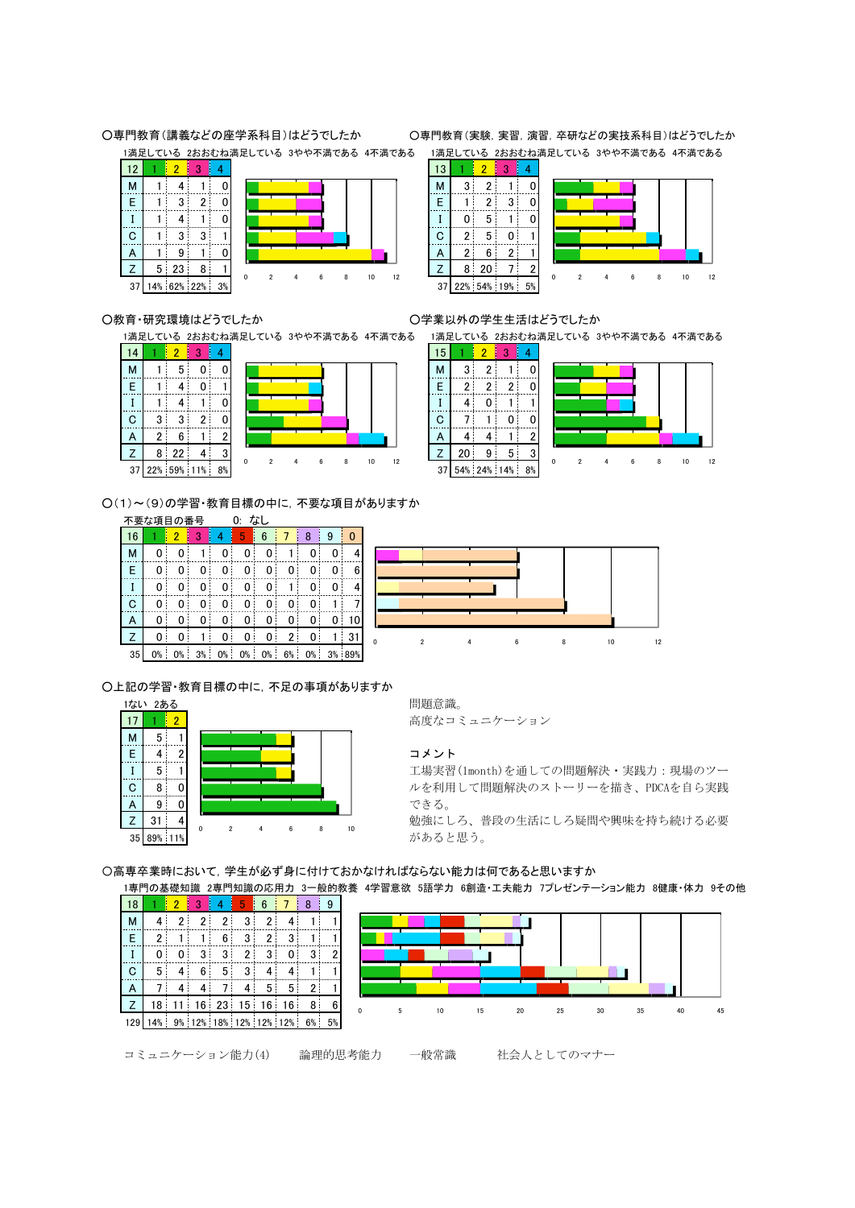○専門教育（講義などの座学系科目）はどうでしたか

1満足している　2おおむね満足している　3やや不満である　4不満である

| 12 | 1 | 2 | 3 | 4 |
|---|---|---|---|---|
| M | 1 | 4 | 1 | 0 |
| E | 1 | 3 | 2 | 0 |
| I | 1 | 4 | 1 | 0 |
| C | 1 | 3 | 3 | 1 |
| A | 1 | 9 | 1 | 0 |
| Z | 5 | 23 | 8 | 1 |
| 37 | 14% | 62% | 22% | 3% |

○専門教育（実験，実習，演習，卒研などの実技系科目）はどうでしたか

1満足している　2おおむね満足している　3やや不満である　4不満である

| 13 | 1 | 2 | 3 | 4 |
|---|---|---|---|---|
| M | 3 | 2 | 1 | 0 |
| E | 1 | 2 | 3 | 0 |
| I | 0 | 5 | 1 | 0 |
| C | 2 | 5 | 0 | 1 |
| A | 2 | 6 | 2 | 1 |
| Z | 8 | 20 | 7 | 2 |
| 37 | 22% | 54% | 19% | 5% |

○教育・研究環境はどうでしたか

1満足している　2おおむね満足している　3やや不満である　4不満である

| 14 | 1 | 2 | 3 | 4 |
|---|---|---|---|---|
| M | 1 | 5 | 0 | 0 |
| E | 1 | 4 | 0 | 1 |
| I | 1 | 4 | 1 | 0 |
| C | 3 | 3 | 2 | 0 |
| A | 2 | 6 | 1 | 2 |
| Z | 8 | 22 | 4 | 3 |
| 37 | 22% | 59% | 11% | 8% |

○学業以外の学生生活はどうでしたか

1満足している　2おおむね満足している　3やや不満である　4不満である

| 15 | 1 | 2 | 3 | 4 |
|---|---|---|---|---|
| M | 3 | 2 | 1 | 0 |
| E | 2 | 2 | 2 | 0 |
| I | 4 | 0 | 1 | 1 |
| C | 7 | 1 | 0 | 0 |
| A | 4 | 4 | 1 | 2 |
| Z | 20 | 9 | 5 | 3 |
| 37 | 54% | 24% | 14% | 8% |

○(1)～(9)の学習・教育目標の中に，不要な項目がありますか

不要な項目の番号　　0: なし

| 16 | 1 | 2 | 3 | 4 | 5 | 6 | 7 | 8 | 9 | 0 |
|---|---|---|---|---|---|---|---|---|---|---|
| M | 0 | 0 | 1 | 0 | 0 | 0 | 1 | 0 | 0 | 4 |
| E | 0 | 0 | 0 | 0 | 0 | 0 | 0 | 0 | 0 | 6 |
| I | 0 | 0 | 0 | 0 | 0 | 0 | 1 | 0 | 0 | 4 |
| C | 0 | 0 | 0 | 0 | 0 | 0 | 0 | 0 | 1 | 7 |
| A | 0 | 0 | 0 | 0 | 0 | 0 | 0 | 0 | 0 | 10 |
| Z | 0 | 0 | 1 | 0 | 0 | 0 | 2 | 0 | 1 | 31 |
| 35 | 0% | 0% | 3% | 0% | 0% | 0% | 6% | 0% | 3% | 89% |

○上記の学習・教育目標の中に，不足の事項がありますか

1ない　2ある

| 17 | 1 | 2 |
|---|---|---|
| M | 5 | 1 |
| E | 4 | 2 |
| I | 5 | 1 |
| C | 8 | 0 |
| A | 9 | 0 |
| Z | 31 | 4 |
| 35 | 89% | 11% |

問題意識。

高度なコミュニケーション

**コメント**

工場実習(1month)を通しての問題解決・実践力：現場のツールを利用して問題解決のストーリーを描き、PDCAを自ら実践できる。

勉強にしろ、普段の生活にしろ疑問や興味を持ち続ける必要があると思う。

○高専卒業時において，学生が必ず身に付けておかなければならない能力は何であると思いますか

1専門の基礎知識　2専門知識の応用力　3一般的教養　4学習意欲　5語学力　6創造・工夫能力　7プレゼンテーション能力　8健康・体力　9その他

| 18 | 1 | 2 | 3 | 4 | 5 | 6 | 7 | 8 | 9 |
|---|---|---|---|---|---|---|---|---|---|
| M | 4 | 2 | 2 | 2 | 3 | 2 | 4 | 1 | 1 |
| E | 2 | 1 | 1 | 6 | 3 | 2 | 3 | 1 | 1 |
| I | 0 | 0 | 3 | 3 | 2 | 3 | 0 | 3 | 2 |
| C | 5 | 4 | 6 | 5 | 3 | 4 | 4 | 1 | 1 |
| A | 7 | 4 | 4 | 7 | 4 | 5 | 5 | 2 | 1 |
| Z | 18 | 11 | 16 | 23 | 15 | 16 | 16 | 8 | 6 |
| 129 | 14% | 9% | 12% | 18% | 12% | 12% | 12% | 6% | 5% |

コミュニケーション能力(4)　　論理的思考能力　　一般常識　　社会人としてのマナー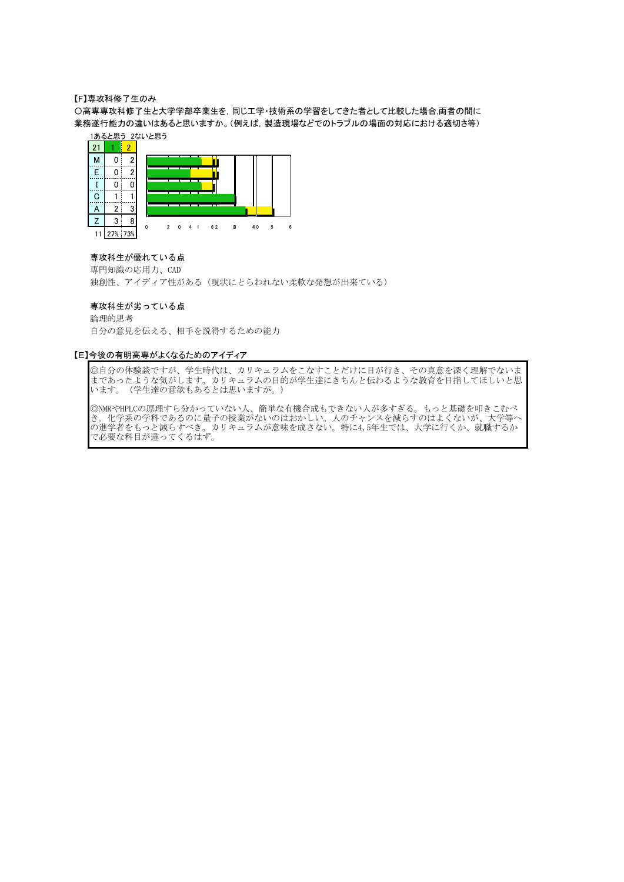【F】専攻科修了生のみ

〇高専専攻科修了生と大学学部卒業生を，同じ工学・技術系の学習をしてきた者として比較した場合,両者の間に業務遂行能力の違いはあると思いますか。(例えば，製造現場などでのトラブルの場面の対応における適切さ等)

1あると思う　2ないと思う

| 21 | 1 | 2 |
|---|---|---|
| M | 0 | 2 |
| E | 0 | 2 |
| I | 0 | 0 |
| C | 1 | 1 |
| A | 2 | 3 |
| Z | 3 | 8 |
| 11 | 27% | 73% |

0　2　0　4　1　6 2　8　4 0　5　6

専攻科生が優れている点

専門知識の応用力、CAD

独創性、アイディア性がある（現状にとらわれない柔軟な発想が出来ている）

専攻科生が劣っている点

論理的思考

自分の意見を伝える、相手を説得するための能力

【E】今後の有明高専がよくなるためのアイディア

◎自分の体験談ですが、学生時代は、カリキュラムをこなすことだけに目が行き、その真意を深く理解でないままであったような気がします。カリキュラムの目的が学生達にきちんと伝わるような教育を目指してほしいと思います。（学生達の意欲もあるとは思いますが。）

◎NMRやHPLCの原理すら分かっていない人、簡単な有機合成もできない人が多すぎる。もっと基礎を叩きこむべき。化学系の学科であるのに量子の授業がないのはおかしい。人のチャンスを減らすのはよくないが、大学等への進学者をもっと減らすべき。カリキュラムが意味を成さない。特に4,5年生では、大学に行くか、就職するかで必要な科目が違ってくるはず。